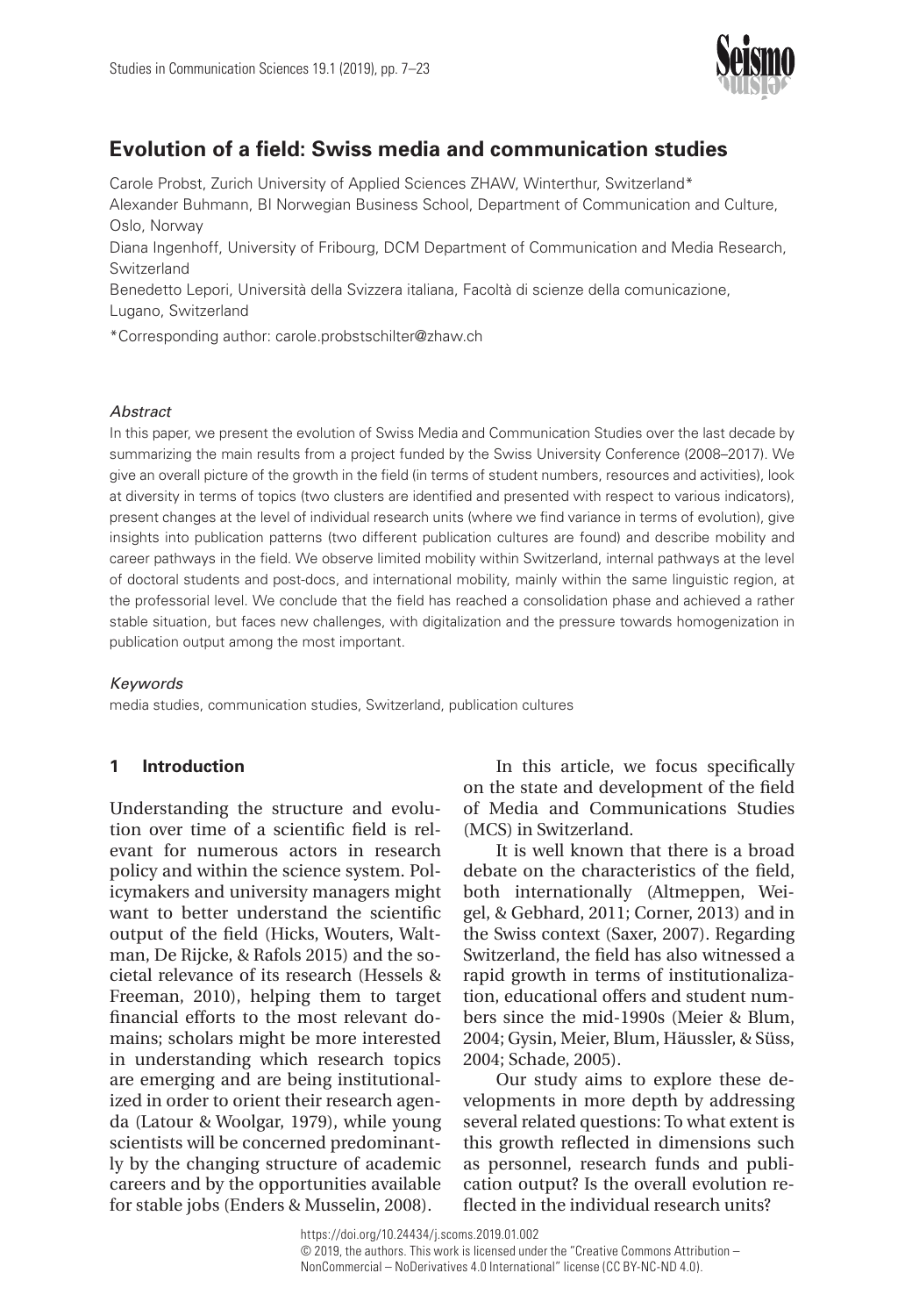# Evolution of a field: Swiss media and communication studies

Carole Probst, Zurich University of Applied Sciences ZHAW, Winterthur, Switzerland*

Alexander Buhmann, BI Norwegian Business School, Department of Communication and Culture, Oslo, Norway

Diana Ingenhoff, University of Fribourg, DCM Department of Communication and Media Research, Switzerland

Benedetto Lepori, Università della Svizzera italiana, Facoltà di scienze della comunicazione, Lugano, Switzerland

*Corresponding author: carole.probstschilter@zhaw.ch

*Abstract*

In this paper, we present the evolution of Swiss Media and Communication Studies over the last decade by summarizing the main results from a project funded by the Swiss University Conference (2008–2017). We give an overall picture of the growth in the field (in terms of student numbers, resources and activities), look at diversity in terms of topics (two clusters are identified and presented with respect to various indicators), present changes at the level of individual research units (where we find variance in terms of evolution), give insights into publication patterns (two different publication cultures are found) and describe mobility and career pathways in the field. We observe limited mobility within Switzerland, internal pathways at the level of doctoral students and post-docs, and international mobility, mainly within the same linguistic region, at the professorial level. We conclude that the field has reached a consolidation phase and achieved a rather stable situation, but faces new challenges, with digitalization and the pressure towards homogenization in publication output among the most important.

*Keywords*

media studies, communication studies, Switzerland, publication cultures

## 1 Introduction

Understanding the structure and evolution over time of a scientific field is relevant for numerous actors in research policy and within the science system. Policymakers and university managers might want to better understand the scientific output of the field (Hicks, Wouters, Waltman, De Rijcke, & Rafols 2015) and the societal relevance of its research (Hessels & Freeman, 2010), helping them to target financial efforts to the most relevant domains; scholars might be more interested in understanding which research topics are emerging and are being institutionalized in order to orient their research agenda (Latour & Woolgar, 1979), while young scientists will be concerned predominantly by the changing structure of academic careers and by the opportunities available for stable jobs (Enders & Musselin, 2008).

In this article, we focus specifically on the state and development of the field of Media and Communications Studies (MCS) in Switzerland.

It is well known that there is a broad debate on the characteristics of the field, both internationally (Altmeppen, Weigel, & Gebhard, 2011; Corner, 2013) and in the Swiss context (Saxer, 2007). Regarding Switzerland, the field has also witnessed a rapid growth in terms of institutionalization, educational offers and student numbers since the mid-1990s (Meier & Blum, 2004; Gysin, Meier, Blum, Häussler, & Süss, 2004; Schade, 2005).

Our study aims to explore these developments in more depth by addressing several related questions: To what extent is this growth reflected in dimensions such as personnel, research funds and publication output? Is the overall evolution reflected in the individual research units?

https://doi.org/10.24434/j.scoms.2019.01.002

© 2019, the authors. This work is licensed under the "Creative Commons Attribution – NonCommercial – NoDerivatives 4.0 International" license (CC BY-NC-ND 4.0).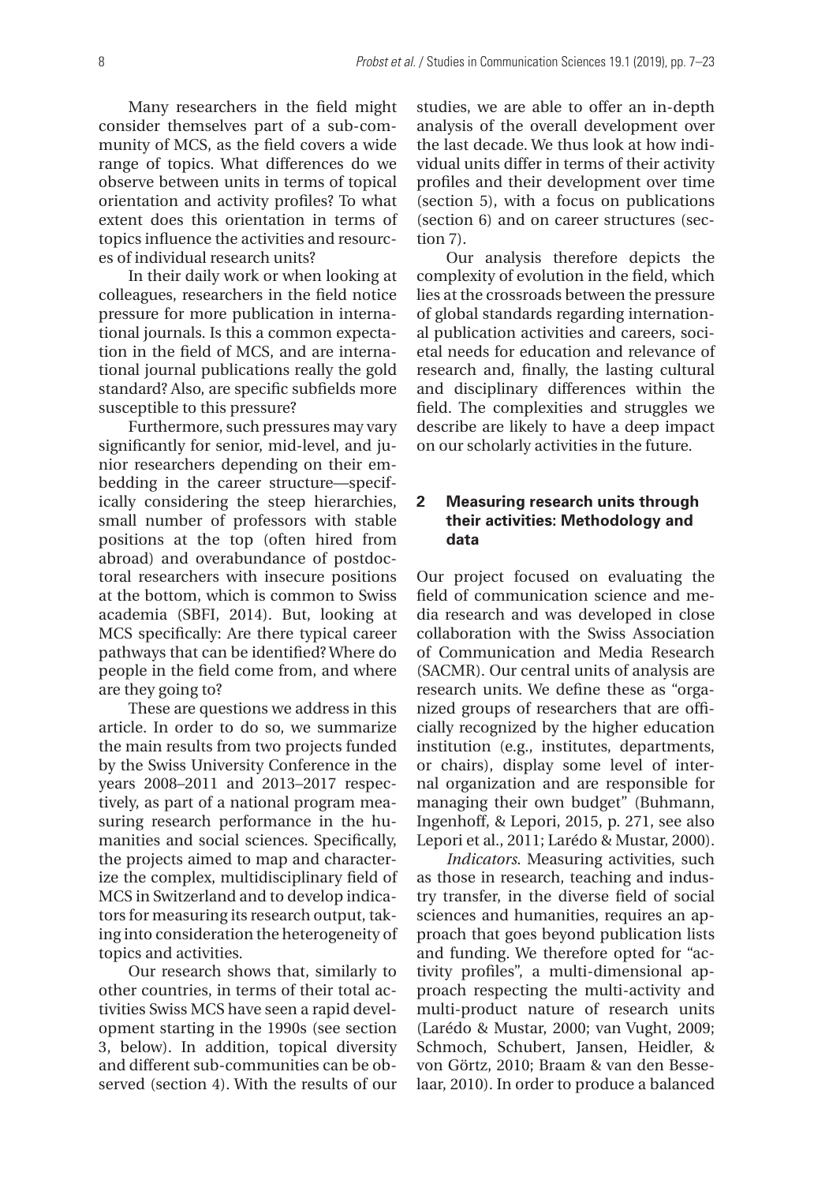Many researchers in the field might consider themselves part of a sub-community of MCS, as the field covers a wide range of topics. What differences do we observe between units in terms of topical orientation and activity profiles? To what extent does this orientation in terms of topics influence the activities and resources of individual research units?

In their daily work or when looking at colleagues, researchers in the field notice pressure for more publication in international journals. Is this a common expectation in the field of MCS, and are international journal publications really the gold standard? Also, are specific subfields more susceptible to this pressure?

Furthermore, such pressures may vary significantly for senior, mid-level, and junior researchers depending on their embedding in the career structure—specifically considering the steep hierarchies, small number of professors with stable positions at the top (often hired from abroad) and overabundance of postdoctoral researchers with insecure positions at the bottom, which is common to Swiss academia (SBFI, 2014). But, looking at MCS specifically: Are there typical career pathways that can be identified? Where do people in the field come from, and where are they going to?

These are questions we address in this article. In order to do so, we summarize the main results from two projects funded by the Swiss University Conference in the years 2008–2011 and 2013–2017 respectively, as part of a national program measuring research performance in the humanities and social sciences. Specifically, the projects aimed to map and characterize the complex, multidisciplinary field of MCS in Switzerland and to develop indicators for measuring its research output, taking into consideration the heterogeneity of topics and activities.

Our research shows that, similarly to other countries, in terms of their total activities Swiss MCS have seen a rapid development starting in the 1990s (see section 3, below). In addition, topical diversity and different sub-communities can be observed (section 4). With the results of our studies, we are able to offer an in-depth analysis of the overall development over the last decade. We thus look at how individual units differ in terms of their activity profiles and their development over time (section 5), with a focus on publications (section 6) and on career structures (section 7).

Our analysis therefore depicts the complexity of evolution in the field, which lies at the crossroads between the pressure of global standards regarding international publication activities and careers, societal needs for education and relevance of research and, finally, the lasting cultural and disciplinary differences within the field. The complexities and struggles we describe are likely to have a deep impact on our scholarly activities in the future.

## 2 Measuring research units through their activities: Methodology and data

Our project focused on evaluating the field of communication science and media research and was developed in close collaboration with the Swiss Association of Communication and Media Research (SACMR). Our central units of analysis are research units. We define these as "organized groups of researchers that are officially recognized by the higher education institution (e.g., institutes, departments, or chairs), display some level of internal organization and are responsible for managing their own budget" (Buhmann, Ingenhoff, & Lepori, 2015, p. 271, see also Lepori et al., 2011; Larédo & Mustar, 2000).

*Indicators.* Measuring activities, such as those in research, teaching and industry transfer, in the diverse field of social sciences and humanities, requires an approach that goes beyond publication lists and funding. We therefore opted for "activity profiles", a multi-dimensional approach respecting the multi-activity and multi-product nature of research units (Larédo & Mustar, 2000; van Vught, 2009; Schmoch, Schubert, Jansen, Heidler, & von Görtz, 2010; Braam & van den Besselaar, 2010). In order to produce a balanced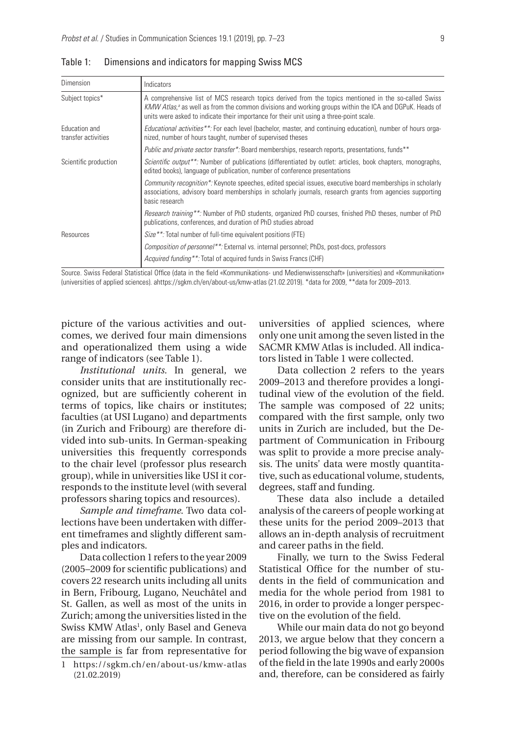Table 1: Dimensions and indicators for mapping Swiss MCS

| Dimension | Indicators |
|---|---|
| Subject topics* | A comprehensive list of MCS research topics derived from the topics mentioned in the so-called Swiss *KMW Atlas*,[a] as well as from the common divisions and working groups within the ICA and DGPuK. Heads of units were asked to indicate their importance for their unit using a three-point scale. |
| Education and transfer activities | *Educational activities\*\*:* For each level (bachelor, master, and continuing education), number of hours organized, number of hours taught, number of supervised theses |
| | *Public and private sector transfer\*:* Board memberships, research reports, presentations, funds** |
| Scientific production | *Scientific output\*\*:* Number of publications (differentiated by outlet: articles, book chapters, monographs, edited books), language of publication, number of conference presentations |
| | *Community recognition\*:* Keynote speeches, edited special issues, executive board memberships in scholarly associations, advisory board memberships in scholarly journals, research grants from agencies supporting basic research |
| | *Research training\*\*:* Number of PhD students, organized PhD courses, finished PhD theses, number of PhD publications, conferences, and duration of PhD studies abroad |
| Resources | *Size\*\*:* Total number of full-time equivalent positions (FTE) |
| | *Composition of personnel\*\*:* External vs. internal personnel; PhDs, post-docs, professors |
| | *Acquired funding\*\*:* Total of acquired funds in Swiss Francs (CHF) |

Source. Swiss Federal Statistical Office (data in the field «Kommunikations- und Medienwissenschaft» (universities) and «Kommunikation» (universities of applied sciences). ahttps://sgkm.ch/en/about-us/kmw-atlas (21.02.2019). *data for 2009, **data for 2009–2013.

picture of the various activities and outcomes, we derived four main dimensions and operationalized them using a wide range of indicators (see Table 1).

*Institutional units*. In general, we consider units that are institutionally recognized, but are sufficiently coherent in terms of topics, like chairs or institutes; faculties (at USI Lugano) and departments (in Zurich and Fribourg) are therefore divided into sub-units. In German-speaking universities this frequently corresponds to the chair level (professor plus research group), while in universities like USI it corresponds to the institute level (with several professors sharing topics and resources).

*Sample and timeframe*. Two data collections have been undertaken with different timeframes and slightly different samples and indicators.

Data collection 1 refers to the year 2009 (2005–2009 for scientific publications) and covers 22 research units including all units in Bern, Fribourg, Lugano, Neuchâtel and St. Gallen, as well as most of the units in Zurich; among the universities listed in the Swiss KMW Atlas[1], only Basel and Geneva are missing from our sample. In contrast, the sample is far from representative for universities of applied sciences, where only one unit among the seven listed in the SACMR KMW Atlas is included. All indicators listed in Table 1 were collected.

Data collection 2 refers to the years 2009–2013 and therefore provides a longitudinal view of the evolution of the field. The sample was composed of 22 units; compared with the first sample, only two units in Zurich are included, but the Department of Communication in Fribourg was split to provide a more precise analysis. The units' data were mostly quantitative, such as educational volume, students, degrees, staff and funding.

These data also include a detailed analysis of the careers of people working at these units for the period 2009–2013 that allows an in-depth analysis of recruitment and career paths in the field.

Finally, we turn to the Swiss Federal Statistical Office for the number of students in the field of communication and media for the whole period from 1981 to 2016, in order to provide a longer perspective on the evolution of the field.

While our main data do not go beyond 2013, we argue below that they concern a period following the big wave of expansion of the field in the late 1990s and early 2000s and, therefore, can be considered as fairly

1 https://sgkm.ch/en/about-us/kmw-atlas (21.02.2019)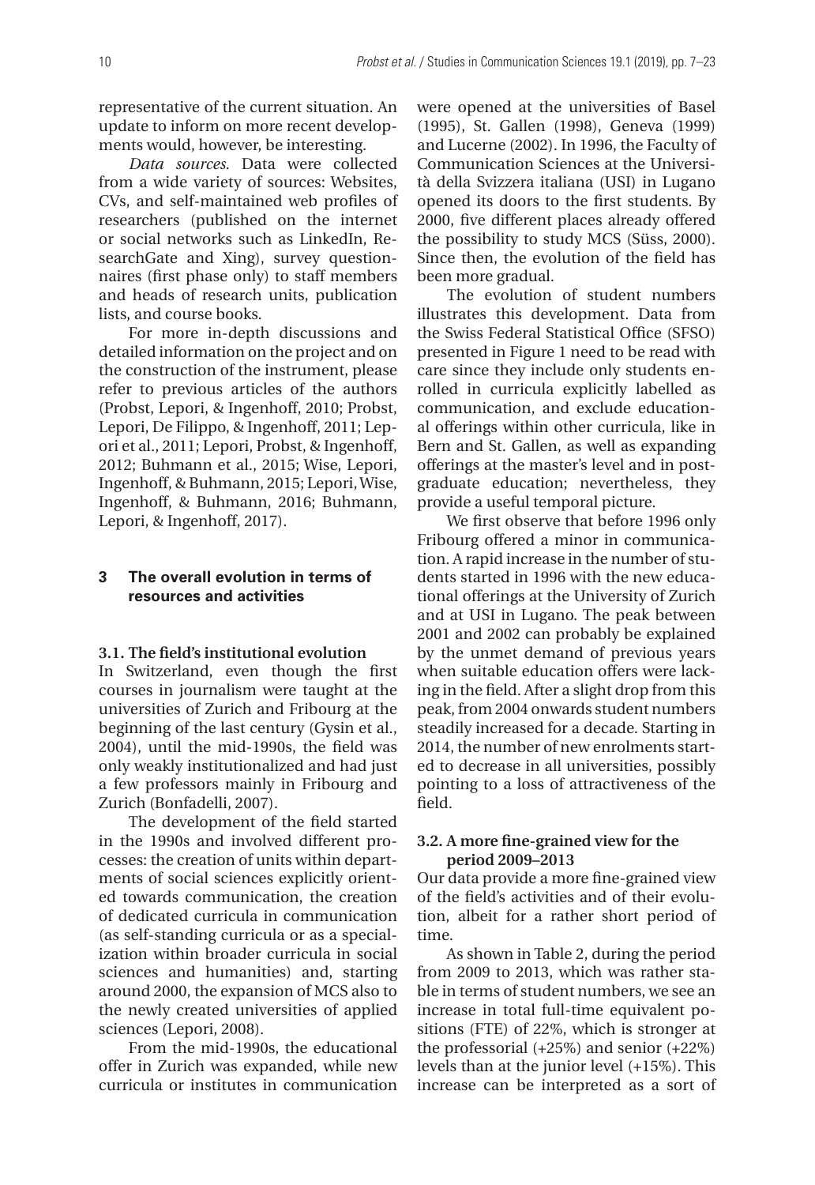representative of the current situation. An update to inform on more recent developments would, however, be interesting.

*Data sources.* Data were collected from a wide variety of sources: Websites, CVs, and self-maintained web profiles of researchers (published on the internet or social networks such as LinkedIn, ResearchGate and Xing), survey questionnaires (first phase only) to staff members and heads of research units, publication lists, and course books.

For more in-depth discussions and detailed information on the project and on the construction of the instrument, please refer to previous articles of the authors (Probst, Lepori, & Ingenhoff, 2010; Probst, Lepori, De Filippo, & Ingenhoff, 2011; Lepori et al., 2011; Lepori, Probst, & Ingenhoff, 2012; Buhmann et al., 2015; Wise, Lepori, Ingenhoff, & Buhmann, 2015; Lepori, Wise, Ingenhoff, & Buhmann, 2016; Buhmann, Lepori, & Ingenhoff, 2017).

## 3 The overall evolution in terms of resources and activities

### 3.1. The field's institutional evolution

In Switzerland, even though the first courses in journalism were taught at the universities of Zurich and Fribourg at the beginning of the last century (Gysin et al., 2004), until the mid-1990s, the field was only weakly institutionalized and had just a few professors mainly in Fribourg and Zurich (Bonfadelli, 2007).

The development of the field started in the 1990s and involved different processes: the creation of units within departments of social sciences explicitly oriented towards communication, the creation of dedicated curricula in communication (as self-standing curricula or as a specialization within broader curricula in social sciences and humanities) and, starting around 2000, the expansion of MCS also to the newly created universities of applied sciences (Lepori, 2008).

From the mid-1990s, the educational offer in Zurich was expanded, while new curricula or institutes in communication were opened at the universities of Basel (1995), St. Gallen (1998), Geneva (1999) and Lucerne (2002). In 1996, the Faculty of Communication Sciences at the Università della Svizzera italiana (USI) in Lugano opened its doors to the first students. By 2000, five different places already offered the possibility to study MCS (Süss, 2000). Since then, the evolution of the field has been more gradual.

The evolution of student numbers illustrates this development. Data from the Swiss Federal Statistical Office (SFSO) presented in Figure 1 need to be read with care since they include only students enrolled in curricula explicitly labelled as communication, and exclude educational offerings within other curricula, like in Bern and St. Gallen, as well as expanding offerings at the master's level and in postgraduate education; nevertheless, they provide a useful temporal picture.

We first observe that before 1996 only Fribourg offered a minor in communication. A rapid increase in the number of students started in 1996 with the new educational offerings at the University of Zurich and at USI in Lugano. The peak between 2001 and 2002 can probably be explained by the unmet demand of previous years when suitable education offers were lacking in the field. After a slight drop from this peak, from 2004 onwards student numbers steadily increased for a decade. Starting in 2014, the number of new enrolments started to decrease in all universities, possibly pointing to a loss of attractiveness of the field.

### 3.2. A more fine-grained view for the period 2009–2013

Our data provide a more fine-grained view of the field's activities and of their evolution, albeit for a rather short period of time.

As shown in Table 2, during the period from 2009 to 2013, which was rather stable in terms of student numbers, we see an increase in total full-time equivalent positions (FTE) of 22%, which is stronger at the professorial (+25%) and senior (+22%) levels than at the junior level (+15%). This increase can be interpreted as a sort of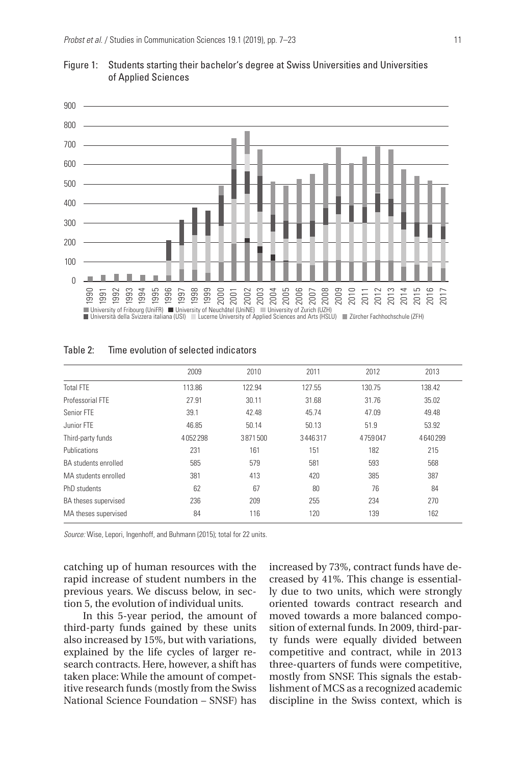Figure 1: Students starting their bachelor's degree at Swiss Universities and Universities of Applied Sciences

Table 2: Time evolution of selected indicators

| | 2009 | 2010 | 2011 | 2012 | 2013 |
|---|---|---|---|---|---|
| Total FTE | 113.86 | 122.94 | 127.55 | 130.75 | 138.42 |
| Professorial FTE | 27.91 | 30.11 | 31.68 | 31.76 | 35.02 |
| Senior FTE | 39.1 | 42.48 | 45.74 | 47.09 | 49.48 |
| Junior FTE | 46.85 | 50.14 | 50.13 | 51.9 | 53.92 |
| Third-party funds | 4052298 | 3871500 | 3446317 | 4759047 | 4640299 |
| Publications | 231 | 161 | 151 | 182 | 215 |
| BA students enrolled | 585 | 579 | 581 | 593 | 568 |
| MA students enrolled | 381 | 413 | 420 | 385 | 387 |
| PhD students | 62 | 67 | 80 | 76 | 84 |
| BA theses supervised | 236 | 209 | 255 | 234 | 270 |
| MA theses supervised | 84 | 116 | 120 | 139 | 162 |

*Source:* Wise, Lepori, Ingenhoff, and Buhmann (2015); total for 22 units.

catching up of human resources with the rapid increase of student numbers in the previous years. We discuss below, in section 5, the evolution of individual units.

In this 5-year period, the amount of third-party funds gained by these units also increased by 15%, but with variations, explained by the life cycles of larger research contracts. Here, however, a shift has taken place: While the amount of competitive research funds (mostly from the Swiss National Science Foundation – SNSF) has increased by 73%, contract funds have decreased by 41%. This change is essentially due to two units, which were strongly oriented towards contract research and moved towards a more balanced composition of external funds. In 2009, third-party funds were equally divided between competitive and contract, while in 2013 three-quarters of funds were competitive, mostly from SNSF. This signals the establishment of MCS as a recognized academic discipline in the Swiss context, which is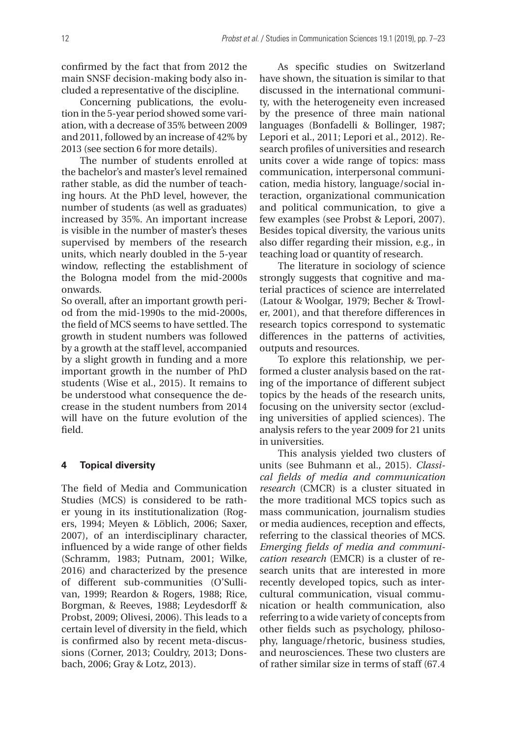confirmed by the fact that from 2012 the main SNSF decision-making body also included a representative of the discipline.

Concerning publications, the evolution in the 5-year period showed some variation, with a decrease of 35% between 2009 and 2011, followed by an increase of 42% by 2013 (see section 6 for more details).

The number of students enrolled at the bachelor's and master's level remained rather stable, as did the number of teaching hours. At the PhD level, however, the number of students (as well as graduates) increased by 35%. An important increase is visible in the number of master's theses supervised by members of the research units, which nearly doubled in the 5-year window, reflecting the establishment of the Bologna model from the mid-2000s onwards.

So overall, after an important growth period from the mid-1990s to the mid-2000s, the field of MCS seems to have settled. The growth in student numbers was followed by a growth at the staff level, accompanied by a slight growth in funding and a more important growth in the number of PhD students (Wise et al., 2015). It remains to be understood what consequence the decrease in the student numbers from 2014 will have on the future evolution of the field.

## 4 Topical diversity

The field of Media and Communication Studies (MCS) is considered to be rather young in its institutionalization (Rogers, 1994; Meyen & Löblich, 2006; Saxer, 2007), of an interdisciplinary character, influenced by a wide range of other fields (Schramm, 1983; Putnam, 2001; Wilke, 2016) and characterized by the presence of different sub-communities (O'Sullivan, 1999; Reardon & Rogers, 1988; Rice, Borgman, & Reeves, 1988; Leydesdorff & Probst, 2009; Olivesi, 2006). This leads to a certain level of diversity in the field, which is confirmed also by recent meta-discussions (Corner, 2013; Couldry, 2013; Donsbach, 2006; Gray & Lotz, 2013).

As specific studies on Switzerland have shown, the situation is similar to that discussed in the international community, with the heterogeneity even increased by the presence of three main national languages (Bonfadelli & Bollinger, 1987; Lepori et al., 2011; Lepori et al., 2012). Research profiles of universities and research units cover a wide range of topics: mass communication, interpersonal communication, media history, language/social interaction, organizational communication and political communication, to give a few examples (see Probst & Lepori, 2007). Besides topical diversity, the various units also differ regarding their mission, e.g., in teaching load or quantity of research.

The literature in sociology of science strongly suggests that cognitive and material practices of science are interrelated (Latour & Woolgar, 1979; Becher & Trowler, 2001), and that therefore differences in research topics correspond to systematic differences in the patterns of activities, outputs and resources.

To explore this relationship, we performed a cluster analysis based on the rating of the importance of different subject topics by the heads of the research units, focusing on the university sector (excluding universities of applied sciences). The analysis refers to the year 2009 for 21 units in universities.

This analysis yielded two clusters of units (see Buhmann et al., 2015). *Classical fields of media and communication research* (CMCR) is a cluster situated in the more traditional MCS topics such as mass communication, journalism studies or media audiences, reception and effects, referring to the classical theories of MCS. *Emerging fields of media and communication research* (EMCR) is a cluster of research units that are interested in more recently developed topics, such as intercultural communication, visual communication or health communication, also referring to a wide variety of concepts from other fields such as psychology, philosophy, language/rhetoric, business studies, and neurosciences. These two clusters are of rather similar size in terms of staff (67.4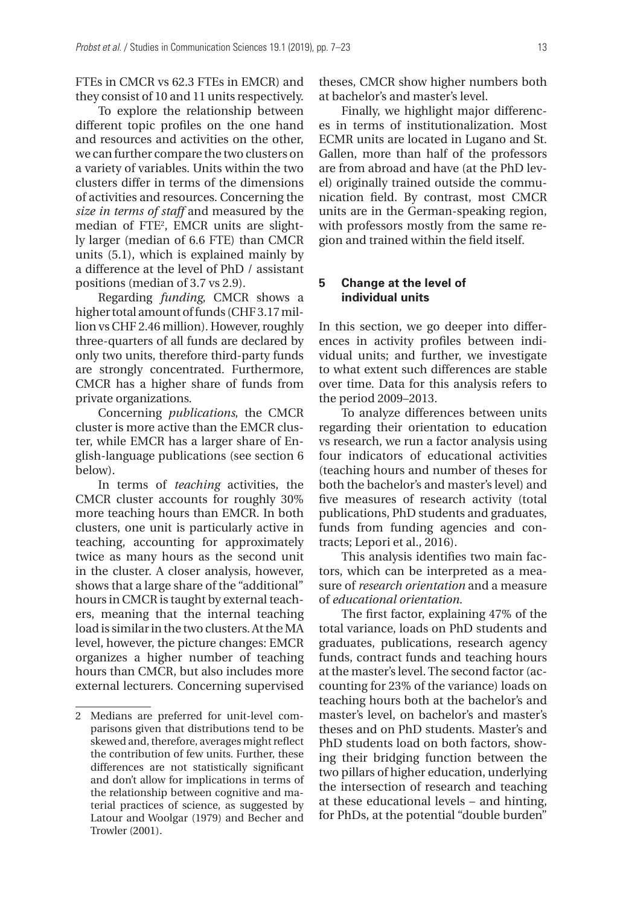FTEs in CMCR vs 62.3 FTEs in EMCR) and they consist of 10 and 11 units respectively.

To explore the relationship between different topic profiles on the one hand and resources and activities on the other, we can further compare the two clusters on a variety of variables. Units within the two clusters differ in terms of the dimensions of activities and resources. Concerning the *size in terms of staff* and measured by the median of FTE[2], EMCR units are slightly larger (median of 6.6 FTE) than CMCR units (5.1), which is explained mainly by a difference at the level of PhD / assistant positions (median of 3.7 vs 2.9).

Regarding *funding*, CMCR shows a higher total amount of funds (CHF 3.17 million vs CHF 2.46 million). However, roughly three-quarters of all funds are declared by only two units, therefore third-party funds are strongly concentrated. Furthermore, CMCR has a higher share of funds from private organizations.

Concerning *publications*, the CMCR cluster is more active than the EMCR cluster, while EMCR has a larger share of English-language publications (see section 6 below).

In terms of *teaching* activities, the CMCR cluster accounts for roughly 30% more teaching hours than EMCR. In both clusters, one unit is particularly active in teaching, accounting for approximately twice as many hours as the second unit in the cluster. A closer analysis, however, shows that a large share of the "additional" hours in CMCR is taught by external teachers, meaning that the internal teaching load is similar in the two clusters. At the MA level, however, the picture changes: EMCR organizes a higher number of teaching hours than CMCR, but also includes more external lecturers. Concerning supervised theses, CMCR show higher numbers both at bachelor's and master's level.

Finally, we highlight major differences in terms of institutionalization. Most ECMR units are located in Lugano and St. Gallen, more than half of the professors are from abroad and have (at the PhD level) originally trained outside the communication field. By contrast, most CMCR units are in the German-speaking region, with professors mostly from the same region and trained within the field itself.

## 5 Change at the level of individual units

In this section, we go deeper into differences in activity profiles between individual units; and further, we investigate to what extent such differences are stable over time. Data for this analysis refers to the period 2009–2013.

To analyze differences between units regarding their orientation to education vs research, we run a factor analysis using four indicators of educational activities (teaching hours and number of theses for both the bachelor's and master's level) and five measures of research activity (total publications, PhD students and graduates, funds from funding agencies and contracts; Lepori et al., 2016).

This analysis identifies two main factors, which can be interpreted as a measure of *research orientation* and a measure of *educational orientation*.

The first factor, explaining 47% of the total variance, loads on PhD students and graduates, publications, research agency funds, contract funds and teaching hours at the master's level. The second factor (accounting for 23% of the variance) loads on teaching hours both at the bachelor's and master's level, on bachelor's and master's theses and on PhD students. Master's and PhD students load on both factors, showing their bridging function between the two pillars of higher education, underlying the intersection of research and teaching at these educational levels – and hinting, for PhDs, at the potential "double burden"

---

2 Medians are preferred for unit-level comparisons given that distributions tend to be skewed and, therefore, averages might reflect the contribution of few units. Further, these differences are not statistically significant and don't allow for implications in terms of the relationship between cognitive and material practices of science, as suggested by Latour and Woolgar (1979) and Becher and Trowler (2001).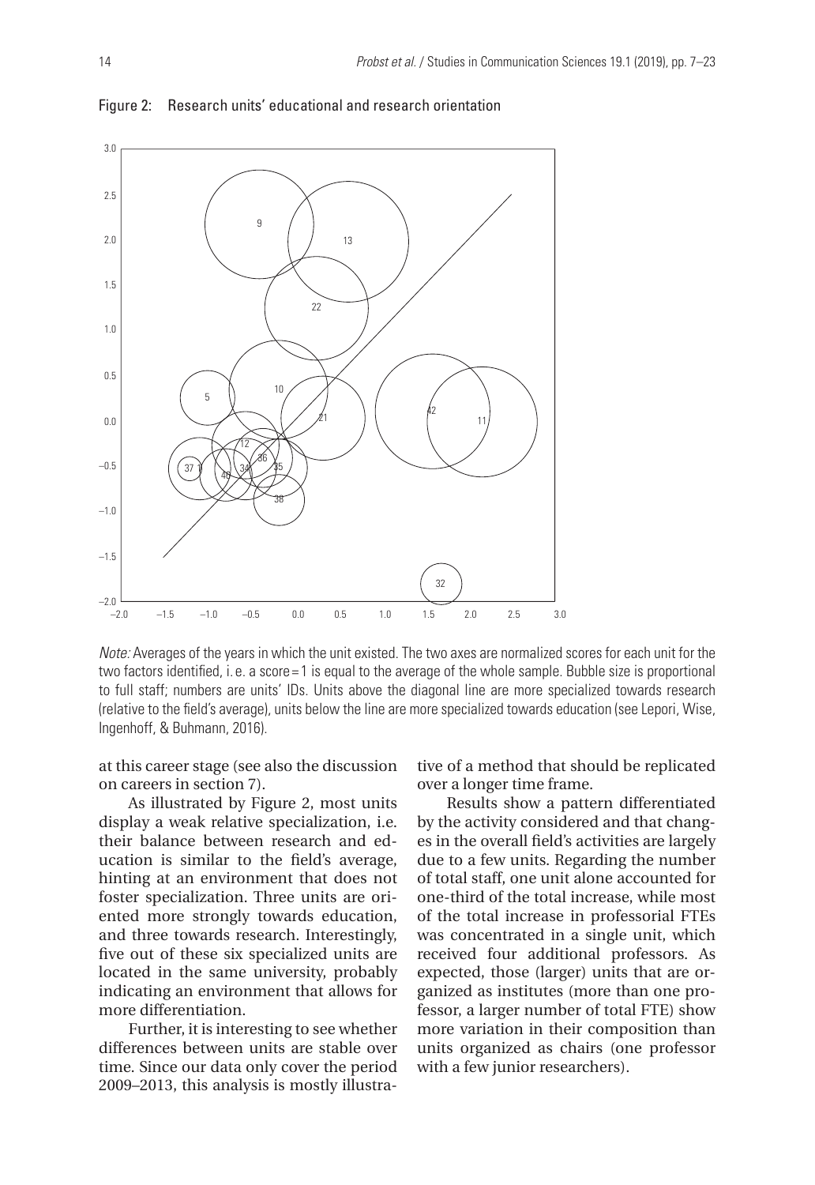Figure 2: Research units' educational and research orientation

*Note:* Averages of the years in which the unit existed. The two axes are normalized scores for each unit for the two factors identified, i. e. a score = 1 is equal to the average of the whole sample. Bubble size is proportional to full staff; numbers are units' IDs. Units above the diagonal line are more specialized towards research (relative to the field's average), units below the line are more specialized towards education (see Lepori, Wise, Ingenhoff, & Buhmann, 2016).

at this career stage (see also the discussion on careers in section 7).

As illustrated by Figure 2, most units display a weak relative specialization, i.e. their balance between research and education is similar to the field's average, hinting at an environment that does not foster specialization. Three units are oriented more strongly towards education, and three towards research. Interestingly, five out of these six specialized units are located in the same university, probably indicating an environment that allows for more differentiation.

Further, it is interesting to see whether differences between units are stable over time. Since our data only cover the period 2009–2013, this analysis is mostly illustrative of a method that should be replicated over a longer time frame.

Results show a pattern differentiated by the activity considered and that changes in the overall field's activities are largely due to a few units. Regarding the number of total staff, one unit alone accounted for one-third of the total increase, while most of the total increase in professorial FTEs was concentrated in a single unit, which received four additional professors. As expected, those (larger) units that are organized as institutes (more than one professor, a larger number of total FTE) show more variation in their composition than units organized as chairs (one professor with a few junior researchers).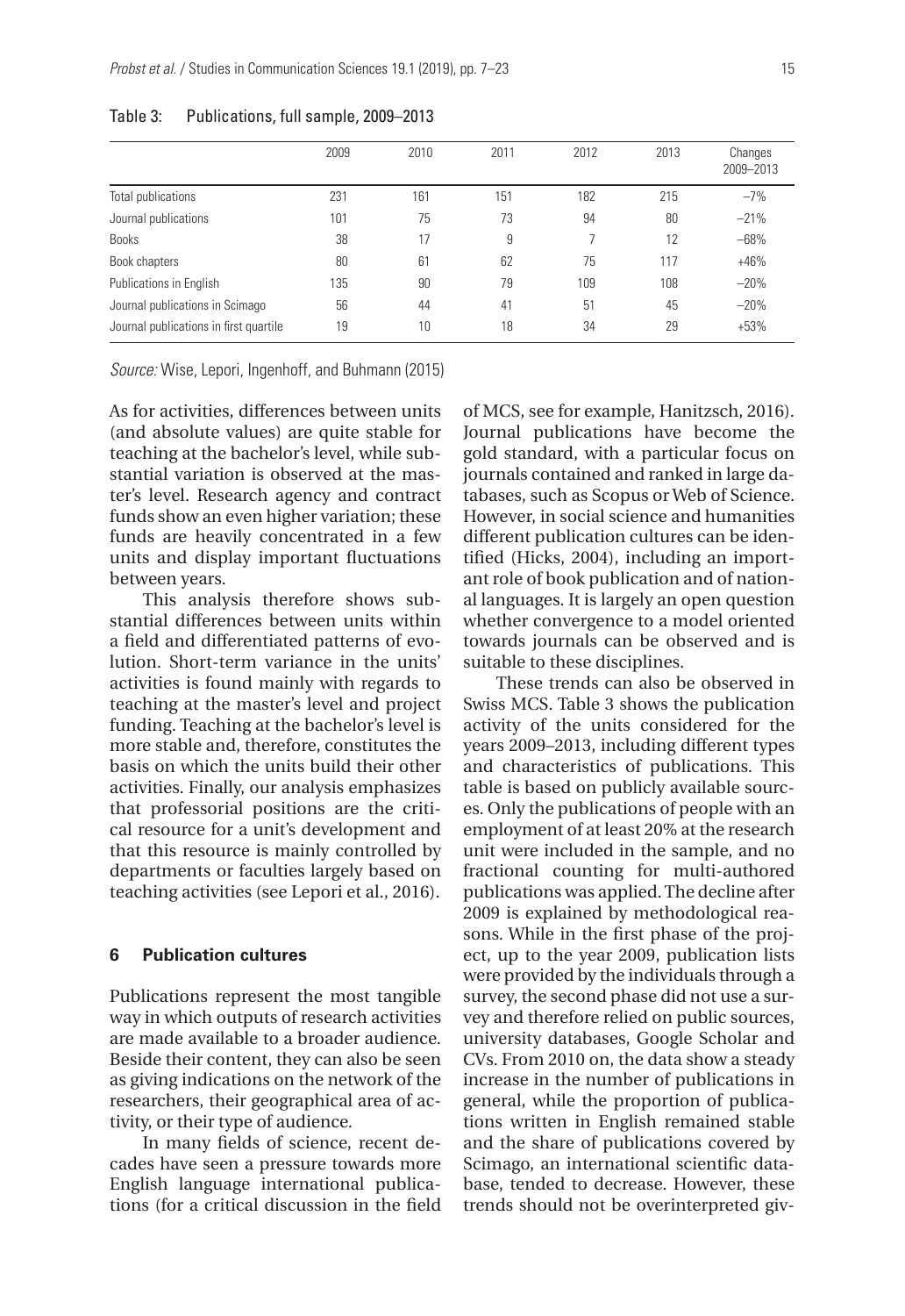Table 3: Publications, full sample, 2009–2013

| | 2009 | 2010 | 2011 | 2012 | 2013 | Changes 2009–2013 |
|---|---|---|---|---|---|---|
| Total publications | 231 | 161 | 151 | 182 | 215 | −7% |
| Journal publications | 101 | 75 | 73 | 94 | 80 | −21% |
| Books | 38 | 17 | 9 | 7 | 12 | −68% |
| Book chapters | 80 | 61 | 62 | 75 | 117 | +46% |
| Publications in English | 135 | 90 | 79 | 109 | 108 | −20% |
| Journal publications in Scimago | 56 | 44 | 41 | 51 | 45 | −20% |
| Journal publications in first quartile | 19 | 10 | 18 | 34 | 29 | +53% |

*Source:* Wise, Lepori, Ingenhoff, and Buhmann (2015)

As for activities, differences between units (and absolute values) are quite stable for teaching at the bachelor's level, while substantial variation is observed at the master's level. Research agency and contract funds show an even higher variation; these funds are heavily concentrated in a few units and display important fluctuations between years.

This analysis therefore shows substantial differences between units within a field and differentiated patterns of evolution. Short-term variance in the units' activities is found mainly with regards to teaching at the master's level and project funding. Teaching at the bachelor's level is more stable and, therefore, constitutes the basis on which the units build their other activities. Finally, our analysis emphasizes that professorial positions are the critical resource for a unit's development and that this resource is mainly controlled by departments or faculties largely based on teaching activities (see Lepori et al., 2016).

## 6 Publication cultures

Publications represent the most tangible way in which outputs of research activities are made available to a broader audience. Beside their content, they can also be seen as giving indications on the network of the researchers, their geographical area of activity, or their type of audience.

In many fields of science, recent decades have seen a pressure towards more English language international publications (for a critical discussion in the field of MCS, see for example, Hanitzsch, 2016). Journal publications have become the gold standard, with a particular focus on journals contained and ranked in large databases, such as Scopus or Web of Science. However, in social science and humanities different publication cultures can be identified (Hicks, 2004), including an important role of book publication and of national languages. It is largely an open question whether convergence to a model oriented towards journals can be observed and is suitable to these disciplines.

These trends can also be observed in Swiss MCS. Table 3 shows the publication activity of the units considered for the years 2009–2013, including different types and characteristics of publications. This table is based on publicly available sources. Only the publications of people with an employment of at least 20% at the research unit were included in the sample, and no fractional counting for multi-authored publications was applied. The decline after 2009 is explained by methodological reasons. While in the first phase of the project, up to the year 2009, publication lists were provided by the individuals through a survey, the second phase did not use a survey and therefore relied on public sources, university databases, Google Scholar and CVs. From 2010 on, the data show a steady increase in the number of publications in general, while the proportion of publications written in English remained stable and the share of publications covered by Scimago, an international scientific database, tended to decrease. However, these trends should not be overinterpreted giv-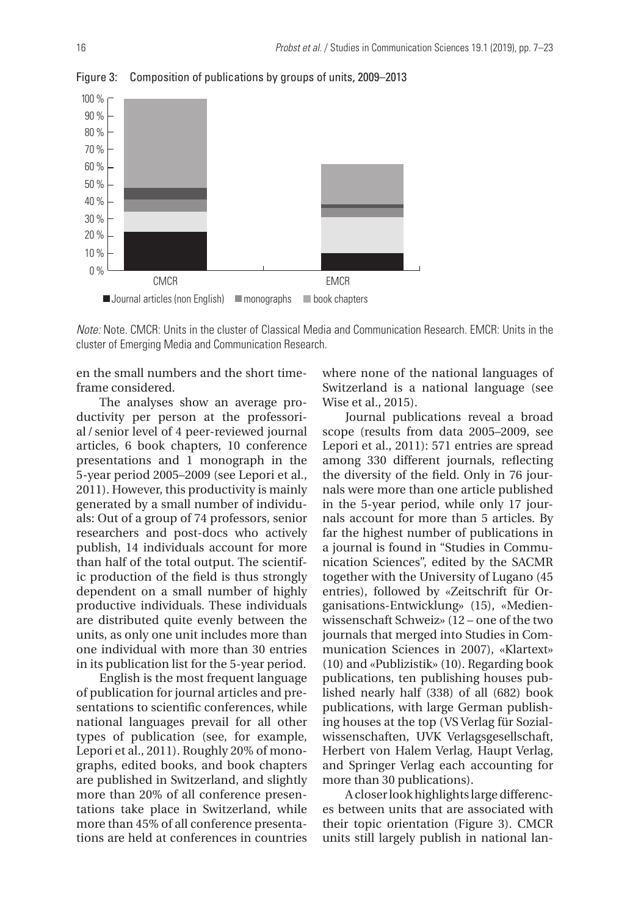Figure 3: Composition of publications by groups of units, 2009–2013

*Note:* Note. CMCR: Units in the cluster of Classical Media and Communication Research. EMCR: Units in the cluster of Emerging Media and Communication Research.

en the small numbers and the short timeframe considered.

The analyses show an average productivity per person at the professorial / senior level of 4 peer-reviewed journal articles, 6 book chapters, 10 conference presentations and 1 monograph in the 5-year period 2005–2009 (see Lepori et al., 2011). However, this productivity is mainly generated by a small number of individuals: Out of a group of 74 professors, senior researchers and post-docs who actively publish, 14 individuals account for more than half of the total output. The scientific production of the field is thus strongly dependent on a small number of highly productive individuals. These individuals are distributed quite evenly between the units, as only one unit includes more than one individual with more than 30 entries in its publication list for the 5-year period.

English is the most frequent language of publication for journal articles and presentations to scientific conferences, while national languages prevail for all other types of publication (see, for example, Lepori et al., 2011). Roughly 20% of monographs, edited books, and book chapters are published in Switzerland, and slightly more than 20% of all conference presentations take place in Switzerland, while more than 45% of all conference presentations are held at conferences in countries where none of the national languages of Switzerland is a national language (see Wise et al., 2015).

Journal publications reveal a broad scope (results from data 2005–2009, see Lepori et al., 2011): 571 entries are spread among 330 different journals, reflecting the diversity of the field. Only in 76 journals were more than one article published in the 5-year period, while only 17 journals account for more than 5 articles. By far the highest number of publications in a journal is found in "Studies in Communication Sciences", edited by the SACMR together with the University of Lugano (45 entries), followed by «Zeitschrift für Organisations-Entwicklung» (15), «Medienwissenschaft Schweiz» (12 – one of the two journals that merged into Studies in Communication Sciences in 2007), «Klartext» (10) and «Publizistik» (10). Regarding book publications, ten publishing houses published nearly half (338) of all (682) book publications, with large German publishing houses at the top (VS Verlag für Sozialwissenschaften, UVK Verlagsgesellschaft, Herbert von Halem Verlag, Haupt Verlag, and Springer Verlag each accounting for more than 30 publications).

A closer look highlights large differences between units that are associated with their topic orientation (Figure 3). CMCR units still largely publish in national lan-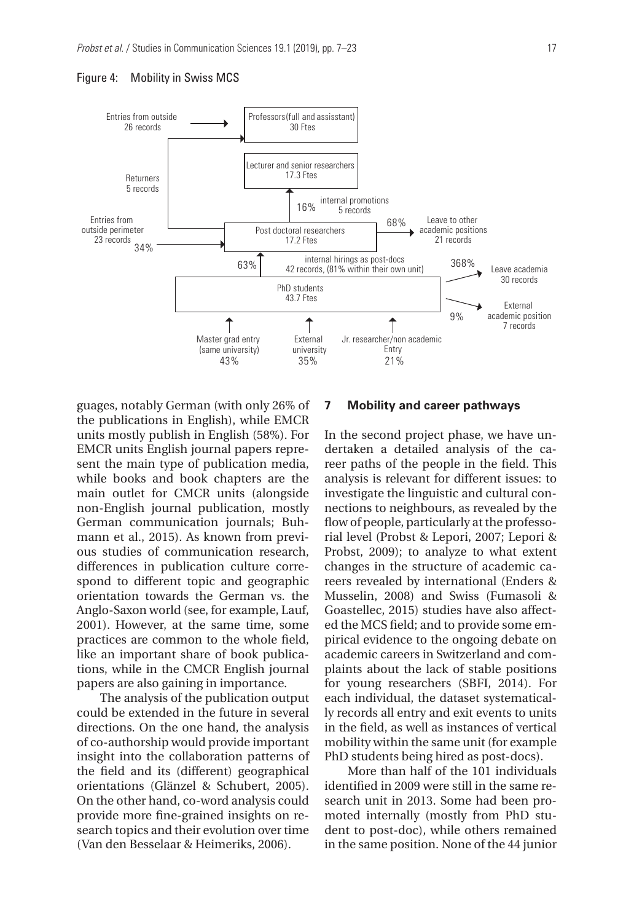Figure 4: Mobility in Swiss MCS

Entries from outside
26 records

Professors (full and assisstant)
30 Ftes

Lecturer and senior researchers
17.3 Ftes

Returners
5 records

16% internal promotions
5 records

Entries from outside perimeter
23 records
34%

Post doctoral researchers
17.2 Ftes

68% Leave to other academic positions
21 records

63% internal hirings as post-docs
42 records, (81% within their own unit)

368% Leave academia
30 records

PhD students
43.7 Ftes

9% External academic position
7 records

Master grad entry (same university) 43%

External university 35%

Jr. researcher/non academic Entry 21%

guages, notably German (with only 26% of the publications in English), while EMCR units mostly publish in English (58%). For EMCR units English journal papers represent the main type of publication media, while books and book chapters are the main outlet for CMCR units (alongside non-English journal publication, mostly German communication journals; Buhmann et al., 2015). As known from previous studies of communication research, differences in publication culture correspond to different topic and geographic orientation towards the German vs. the Anglo-Saxon world (see, for example, Lauf, 2001). However, at the same time, some practices are common to the whole field, like an important share of book publications, while in the CMCR English journal papers are also gaining in importance.

The analysis of the publication output could be extended in the future in several directions. On the one hand, the analysis of co-authorship would provide important insight into the collaboration patterns of the field and its (different) geographical orientations (Glänzel & Schubert, 2005). On the other hand, co-word analysis could provide more fine-grained insights on research topics and their evolution over time (Van den Besselaar & Heimeriks, 2006).

## 7 Mobility and career pathways

In the second project phase, we have undertaken a detailed analysis of the career paths of the people in the field. This analysis is relevant for different issues: to investigate the linguistic and cultural connections to neighbours, as revealed by the flow of people, particularly at the professorial level (Probst & Lepori, 2007; Lepori & Probst, 2009); to analyze to what extent changes in the structure of academic careers revealed by international (Enders & Musselin, 2008) and Swiss (Fumasoli & Goastellec, 2015) studies have also affected the MCS field; and to provide some empirical evidence to the ongoing debate on academic careers in Switzerland and complaints about the lack of stable positions for young researchers (SBFI, 2014). For each individual, the dataset systematically records all entry and exit events to units in the field, as well as instances of vertical mobility within the same unit (for example PhD students being hired as post-docs).

More than half of the 101 individuals identified in 2009 were still in the same research unit in 2013. Some had been promoted internally (mostly from PhD student to post-doc), while others remained in the same position. None of the 44 junior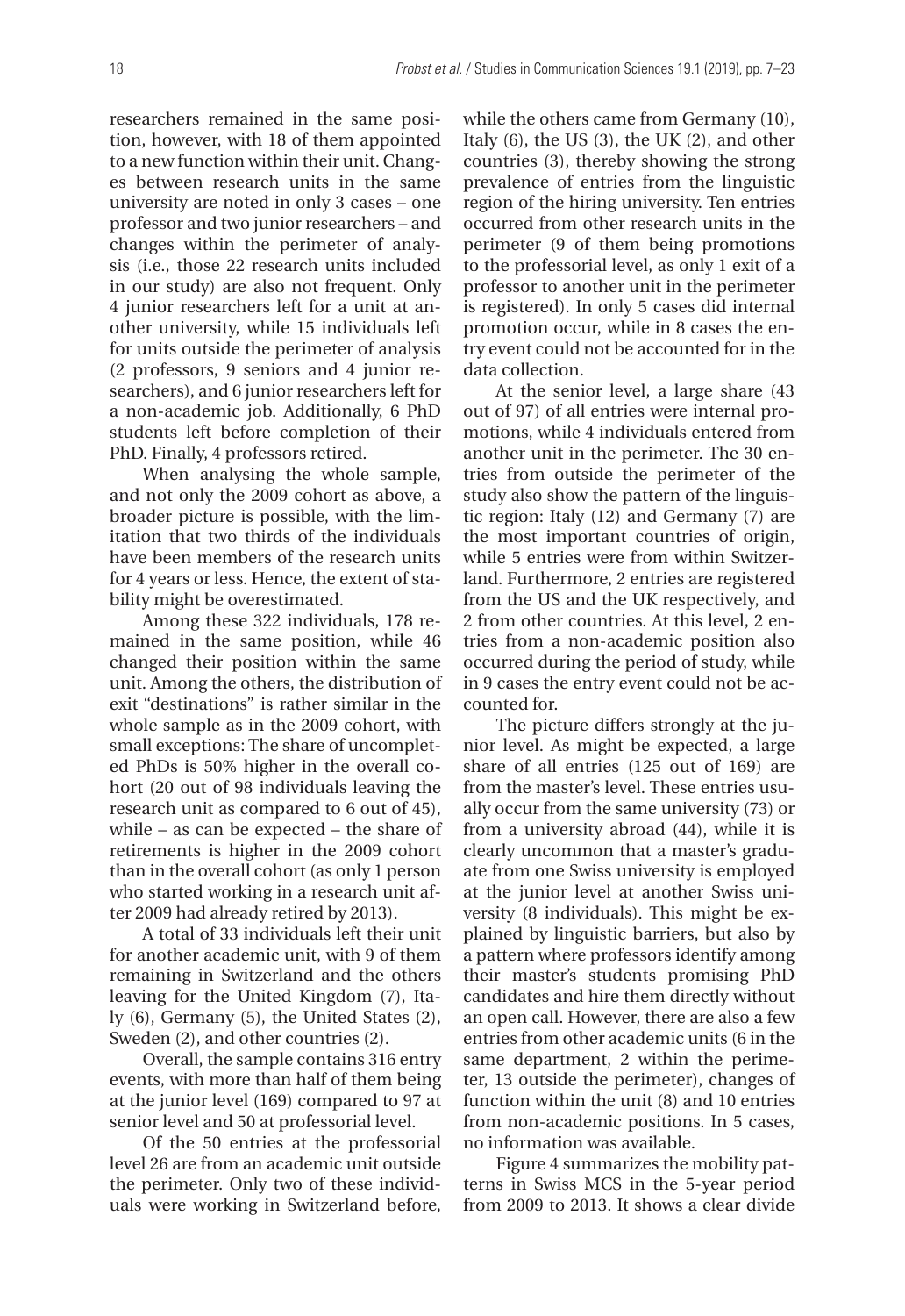researchers remained in the same position, however, with 18 of them appointed to a new function within their unit. Changes between research units in the same university are noted in only 3 cases – one professor and two junior researchers – and changes within the perimeter of analysis (i.e., those 22 research units included in our study) are also not frequent. Only 4 junior researchers left for a unit at another university, while 15 individuals left for units outside the perimeter of analysis (2 professors, 9 seniors and 4 junior researchers), and 6 junior researchers left for a non-academic job. Additionally, 6 PhD students left before completion of their PhD. Finally, 4 professors retired.

When analysing the whole sample, and not only the 2009 cohort as above, a broader picture is possible, with the limitation that two thirds of the individuals have been members of the research units for 4 years or less. Hence, the extent of stability might be overestimated.

Among these 322 individuals, 178 remained in the same position, while 46 changed their position within the same unit. Among the others, the distribution of exit "destinations" is rather similar in the whole sample as in the 2009 cohort, with small exceptions: The share of uncompleted PhDs is 50% higher in the overall cohort (20 out of 98 individuals leaving the research unit as compared to 6 out of 45), while – as can be expected – the share of retirements is higher in the 2009 cohort than in the overall cohort (as only 1 person who started working in a research unit after 2009 had already retired by 2013).

A total of 33 individuals left their unit for another academic unit, with 9 of them remaining in Switzerland and the others leaving for the United Kingdom (7), Italy (6), Germany (5), the United States (2), Sweden (2), and other countries (2).

Overall, the sample contains 316 entry events, with more than half of them being at the junior level (169) compared to 97 at senior level and 50 at professorial level.

Of the 50 entries at the professorial level 26 are from an academic unit outside the perimeter. Only two of these individuals were working in Switzerland before, while the others came from Germany (10), Italy (6), the US (3), the UK (2), and other countries (3), thereby showing the strong prevalence of entries from the linguistic region of the hiring university. Ten entries occurred from other research units in the perimeter (9 of them being promotions to the professorial level, as only 1 exit of a professor to another unit in the perimeter is registered). In only 5 cases did internal promotion occur, while in 8 cases the entry event could not be accounted for in the data collection.

At the senior level, a large share (43 out of 97) of all entries were internal promotions, while 4 individuals entered from another unit in the perimeter. The 30 entries from outside the perimeter of the study also show the pattern of the linguistic region: Italy (12) and Germany (7) are the most important countries of origin, while 5 entries were from within Switzerland. Furthermore, 2 entries are registered from the US and the UK respectively, and 2 from other countries. At this level, 2 entries from a non-academic position also occurred during the period of study, while in 9 cases the entry event could not be accounted for.

The picture differs strongly at the junior level. As might be expected, a large share of all entries (125 out of 169) are from the master's level. These entries usually occur from the same university (73) or from a university abroad (44), while it is clearly uncommon that a master's graduate from one Swiss university is employed at the junior level at another Swiss university (8 individuals). This might be explained by linguistic barriers, but also by a pattern where professors identify among their master's students promising PhD candidates and hire them directly without an open call. However, there are also a few entries from other academic units (6 in the same department, 2 within the perimeter, 13 outside the perimeter), changes of function within the unit (8) and 10 entries from non-academic positions. In 5 cases, no information was available.

Figure 4 summarizes the mobility patterns in Swiss MCS in the 5-year period from 2009 to 2013. It shows a clear divide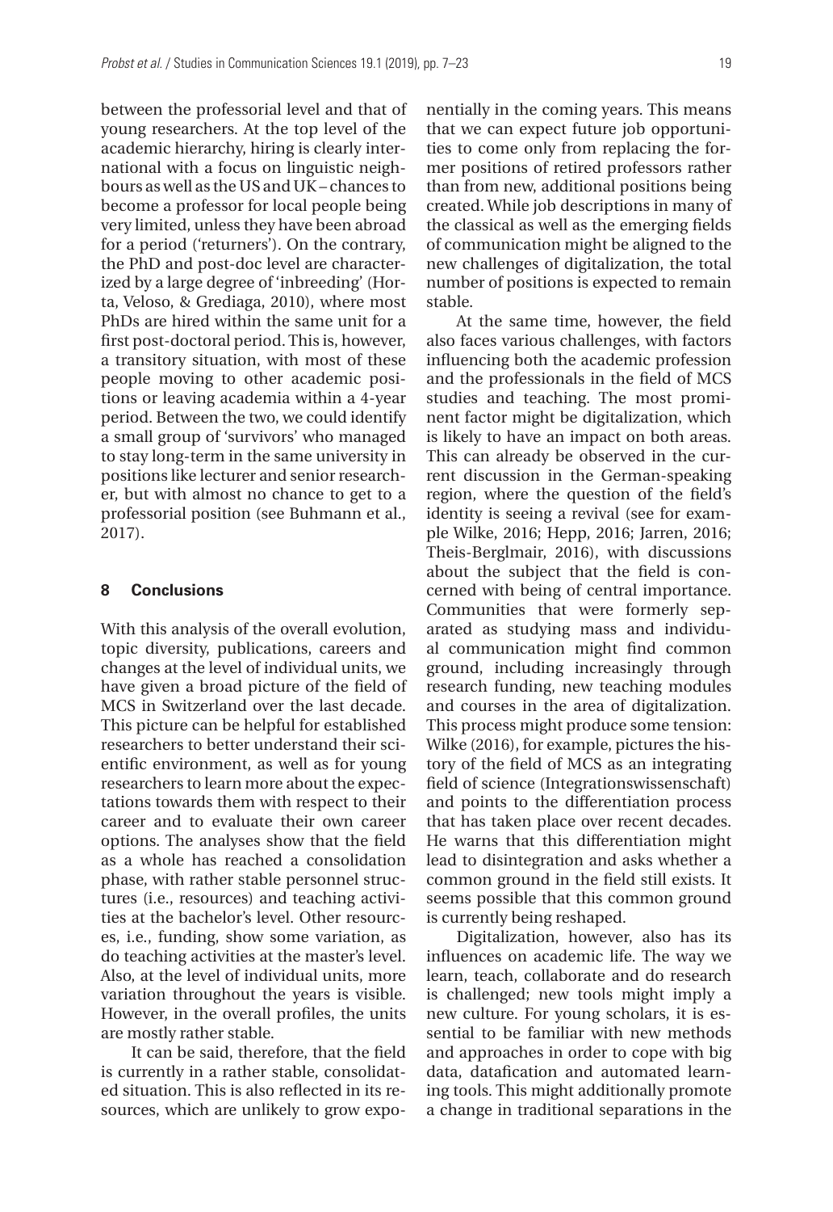between the professorial level and that of young researchers. At the top level of the academic hierarchy, hiring is clearly international with a focus on linguistic neighbours as well as the US and UK – chances to become a professor for local people being very limited, unless they have been abroad for a period ('returners'). On the contrary, the PhD and post-doc level are characterized by a large degree of 'inbreeding' (Horta, Veloso, & Grediaga, 2010), where most PhDs are hired within the same unit for a first post-doctoral period. This is, however, a transitory situation, with most of these people moving to other academic positions or leaving academia within a 4-year period. Between the two, we could identify a small group of 'survivors' who managed to stay long-term in the same university in positions like lecturer and senior researcher, but with almost no chance to get to a professorial position (see Buhmann et al., 2017).

## 8 Conclusions

With this analysis of the overall evolution, topic diversity, publications, careers and changes at the level of individual units, we have given a broad picture of the field of MCS in Switzerland over the last decade. This picture can be helpful for established researchers to better understand their scientific environment, as well as for young researchers to learn more about the expectations towards them with respect to their career and to evaluate their own career options. The analyses show that the field as a whole has reached a consolidation phase, with rather stable personnel structures (i.e., resources) and teaching activities at the bachelor's level. Other resources, i.e., funding, show some variation, as do teaching activities at the master's level. Also, at the level of individual units, more variation throughout the years is visible. However, in the overall profiles, the units are mostly rather stable.

It can be said, therefore, that the field is currently in a rather stable, consolidated situation. This is also reflected in its resources, which are unlikely to grow exponentially in the coming years. This means that we can expect future job opportunities to come only from replacing the former positions of retired professors rather than from new, additional positions being created. While job descriptions in many of the classical as well as the emerging fields of communication might be aligned to the new challenges of digitalization, the total number of positions is expected to remain stable.

At the same time, however, the field also faces various challenges, with factors influencing both the academic profession and the professionals in the field of MCS studies and teaching. The most prominent factor might be digitalization, which is likely to have an impact on both areas. This can already be observed in the current discussion in the German-speaking region, where the question of the field's identity is seeing a revival (see for example Wilke, 2016; Hepp, 2016; Jarren, 2016; Theis-Berglmair, 2016), with discussions about the subject that the field is concerned with being of central importance. Communities that were formerly separated as studying mass and individual communication might find common ground, including increasingly through research funding, new teaching modules and courses in the area of digitalization. This process might produce some tension: Wilke (2016), for example, pictures the history of the field of MCS as an integrating field of science (Integrationswissenschaft) and points to the differentiation process that has taken place over recent decades. He warns that this differentiation might lead to disintegration and asks whether a common ground in the field still exists. It seems possible that this common ground is currently being reshaped.

Digitalization, however, also has its influences on academic life. The way we learn, teach, collaborate and do research is challenged; new tools might imply a new culture. For young scholars, it is essential to be familiar with new methods and approaches in order to cope with big data, datafication and automated learning tools. This might additionally promote a change in traditional separations in the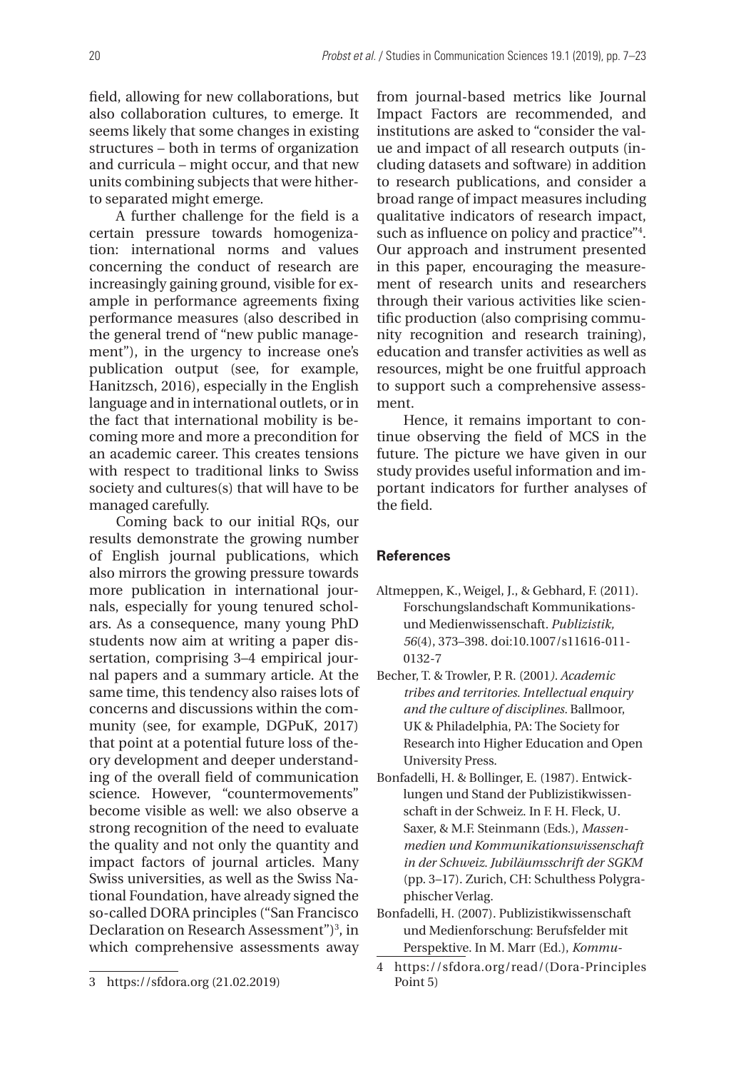field, allowing for new collaborations, but also collaboration cultures, to emerge. It seems likely that some changes in existing structures – both in terms of organization and curricula – might occur, and that new units combining subjects that were hitherto separated might emerge.

A further challenge for the field is a certain pressure towards homogenization: international norms and values concerning the conduct of research are increasingly gaining ground, visible for example in performance agreements fixing performance measures (also described in the general trend of "new public management"), in the urgency to increase one's publication output (see, for example, Hanitzsch, 2016), especially in the English language and in international outlets, or in the fact that international mobility is becoming more and more a precondition for an academic career. This creates tensions with respect to traditional links to Swiss society and cultures(s) that will have to be managed carefully.

Coming back to our initial RQs, our results demonstrate the growing number of English journal publications, which also mirrors the growing pressure towards more publication in international journals, especially for young tenured scholars. As a consequence, many young PhD students now aim at writing a paper dissertation, comprising 3–4 empirical journal papers and a summary article. At the same time, this tendency also raises lots of concerns and discussions within the community (see, for example, DGPuK, 2017) that point at a potential future loss of theory development and deeper understanding of the overall field of communication science. However, "countermovements" become visible as well: we also observe a strong recognition of the need to evaluate the quality and not only the quantity and impact factors of journal articles. Many Swiss universities, as well as the Swiss National Foundation, have already signed the so-called DORA principles ("San Francisco Declaration on Research Assessment")[3], in which comprehensive assessments away from journal-based metrics like Journal Impact Factors are recommended, and institutions are asked to "consider the value and impact of all research outputs (including datasets and software) in addition to research publications, and consider a broad range of impact measures including qualitative indicators of research impact, such as influence on policy and practice"[4]. Our approach and instrument presented in this paper, encouraging the measurement of research units and researchers through their various activities like scientific production (also comprising community recognition and research training), education and transfer activities as well as resources, might be one fruitful approach to support such a comprehensive assessment.

Hence, it remains important to continue observing the field of MCS in the future. The picture we have given in our study provides useful information and important indicators for further analyses of the field.

## References

Altmeppen, K., Weigel, J., & Gebhard, F. (2011). Forschungslandschaft Kommunikations- und Medienwissenschaft. *Publizistik, 56*(4), 373–398. doi:10.1007/s11616-011-0132-7

Becher, T. & Trowler, P. R. (2001*). Academic tribes and territories. Intellectual enquiry and the culture of disciplines.* Ballmoor, UK & Philadelphia, PA: The Society for Research into Higher Education and Open University Press.

Bonfadelli, H. & Bollinger, E. (1987). Entwicklungen und Stand der Publizistikwissenschaft in der Schweiz. In F. H. Fleck, U. Saxer, & M.F. Steinmann (Eds.), *Massenmedien und Kommunikationswissenschaft in der Schweiz. Jubiläumsschrift der SGKM* (pp. 3–17). Zurich, CH: Schulthess Polygraphischer Verlag.

Bonfadelli, H. (2007). Publizistikwissenschaft und Medienforschung: Berufsfelder mit Perspektive. In M. Marr (Ed.), *Kommu-*

---

3 https://sfdora.org (21.02.2019)

4 https://sfdora.org/read/ (Dora-Principles Point 5)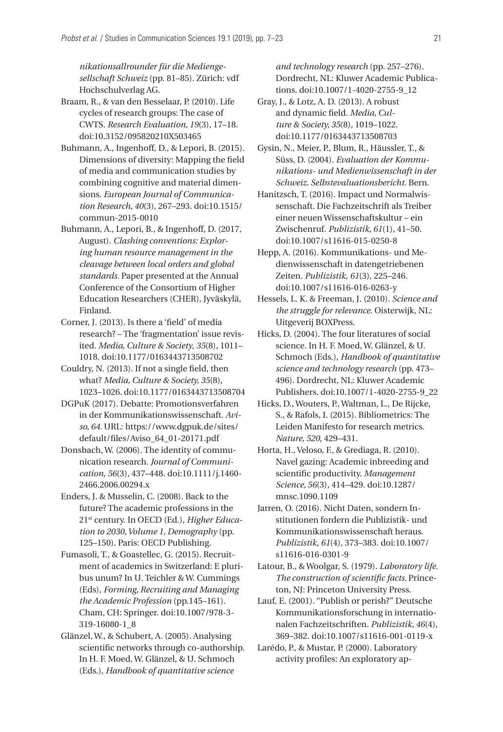*nikationsallrounder für die Mediengesellschaft Schweiz* (pp. 81–85). Zürich: vdf Hochschulverlag AG.

Braam, R., & van den Besselaar, P. (2010). Life cycles of research groups: The case of CWTS. *Research Evaluation, 19*(3), 17–18. doi:10.3152/095820210X503465

Buhmann, A., Ingenhoff, D., & Lepori, B. (2015). Dimensions of diversity: Mapping the field of media and communication studies by combining cognitive and material dimensions. *European Journal of Communication Research, 40*(3), 267–293. doi:10.1515/commun-2015-0010

Buhmann, A., Lepori, B., & Ingenhoff, D. (2017, August). *Clashing conventions: Exploring human resource management in the cleavage between local orders and global standards*. Paper presented at the Annual Conference of the Consortium of Higher Education Researchers (CHER), Jyväskylä, Finland.

Corner, J. (2013). Is there a 'field' of media research? – The 'fragmentation' issue revisited. *Media, Culture & Society*, *35*(8), 1011–1018. doi:10.1177/0163443713508702

Couldry, N. (2013). If not a single field, then what? *Media, Culture & Society, 35*(8), 1023–1026. doi:10.1177/0163443713508704

DGPuK (2017). Debatte: Promotionsverfahren in der Kommunikationswissenschaft. *Aviso*, *64*. URL: https://www.dgpuk.de/sites/default/files/Aviso_64_01-20171.pdf

Donsbach, W. (2006). The identity of communication research. *Journal of Communication*, *56*(3), 437–448. doi:10.1111/j.1460-2466.2006.00294.x

Enders, J. & Musselin, C. (2008). Back to the future? The academic professions in the 21st century. In OECD (Ed.), *Higher Education to 2030, Volume 1, Demography* (pp. 125–150). Paris: OECD Publishing.

Fumasoli, T., & Goastellec, G. (2015). Recruitment of academics in Switzerland: E pluribus unum? In U. Teichler & W. Cummings (Eds), *Forming, Recruiting and Managing the Academic Profession* (pp.145–161). Cham, CH: Springer. doi:10.1007/978-3-319-16080-1_8

Glänzel, W., & Schubert, A. (2005). Analysing scientific networks through co-authorship. In H. F. Moed, W. Glänzel, & U. Schmoch (Eds.), *Handbook of quantitative science and technology research* (pp. 257–276). Dordrecht, NL: Kluwer Academic Publications. doi:10.1007/1-4020-2755-9_12

Gray, J., & Lotz, A. D. (2013). A robust and dynamic field. *Media, Culture & Society, 35*(8), 1019–1022. doi:10.1177/0163443713508703

Gysin, N., Meier, P., Blum, R., Häussler, T., & Süss, D. (2004). *Evaluation der Kommunikations- und Medienwissenschaft in der Schweiz. Selbstevaluationsbericht*. Bern.

Hanitzsch, T. (2016). Impact und Normalwissenschaft. Die Fachzeitschrift als Treiber einer neuen Wissenschaftskultur – ein Zwischenruf. *Publizistik, 61*(1), 41–50. doi:10.1007/s11616-015-0250-8

Hepp, A. (2016). Kommunikations- und Medienwissenschaft in datengetriebenen Zeiten. *Publizistik*, *61*(3), 225–246. doi:10.1007/s11616-016-0263-y

Hessels, L. K. & Freeman, J. (2010). *Science and the struggle for relevance*. Oisterwijk, NL: Uitgeverij BOXPress.

Hicks, D. (2004). The four literatures of social science. In H. F. Moed, W. Glänzel, & U. Schmoch (Eds.), *Handbook of quantitative science and technology research* (pp. 473–496). Dordrecht, NL: Kluwer Academic Publishers. doi:10.1007/1-4020-2755-9_22

Hicks, D., Wouters, P., Waltman, L., De Rijcke, S., & Rafols, I. (2015). Bibliometrics: The Leiden Manifesto for research metrics. *Nature, 520*, 429–431.

Horta, H., Veloso, F., & Grediaga, R. (2010). Navel gazing: Academic inbreeding and scientific productivity. *Management Science*, *56*(3), 414–429. doi:10.1287/mnsc.1090.1109

Jarren, O. (2016). Nicht Daten, sondern Institutionen fordern die Publizistik- und Kommunikationswissenschaft heraus. *Publizistik*, *61*(4), 373–383. doi:10.1007/s11616-016-0301-9

Latour, B., & Woolgar, S. (1979). *Laboratory life. The construction of scientific facts*. Princeton, NJ: Princeton University Press.

Lauf, E. (2001). "Publish or perish?" Deutsche Kommunikationsforschung in internationalen Fachzeitschriften. *Publizistik, 46*(4), 369–382. doi:10.1007/s11616-001-0119-x

Larédo, P., & Mustar, P. (2000). Laboratory activity profiles: An exploratory ap-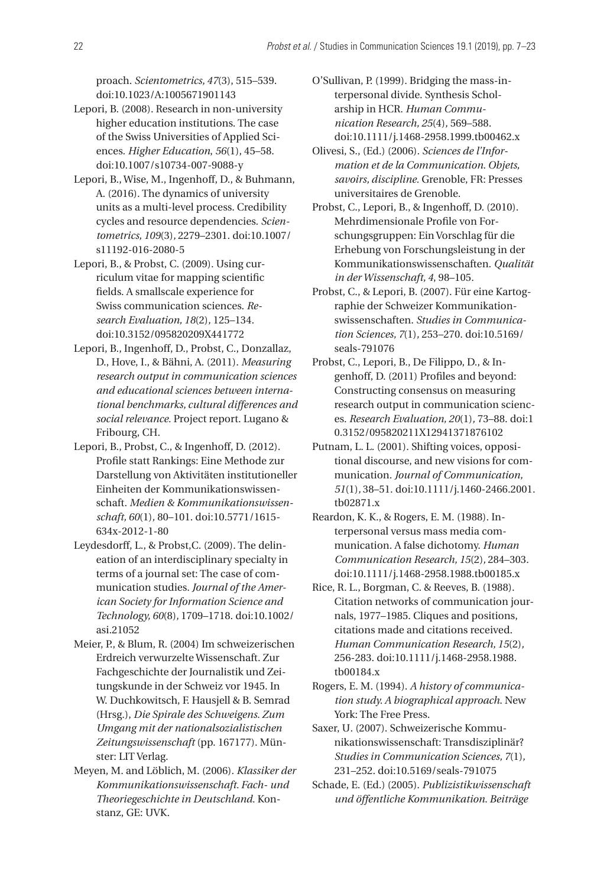proach. *Scientometrics, 47*(3), 515–539. doi:10.1023/A:1005671901143

Lepori, B. (2008). Research in non-university higher education institutions. The case of the Swiss Universities of Applied Sciences. *Higher Education, 56*(1), 45–58. doi:10.1007/s10734-007-9088-y

Lepori, B., Wise, M., Ingenhoff, D., & Buhmann, A. (2016). The dynamics of university units as a multi-level process. Credibility cycles and resource dependencies. *Scientometrics, 109*(3), 2279–2301. doi:10.1007/s11192-016-2080-5

Lepori, B., & Probst, C. (2009). Using curriculum vitae for mapping scientific fields. A smallscale experience for Swiss communication sciences. *Research Evaluation, 18*(2), 125–134. doi:10.3152/095820209X441772

Lepori, B., Ingenhoff, D., Probst, C., Donzallaz, D., Hove, I., & Bähni, A. (2011). *Measuring research output in communication sciences and educational sciences between international benchmarks, cultural differences and social relevance.* Project report. Lugano & Fribourg, CH.

Lepori, B., Probst, C., & Ingenhoff, D. (2012). Profile statt Rankings: Eine Methode zur Darstellung von Aktivitäten institutioneller Einheiten der Kommunikationswissenschaft. *Medien & Kommunikationswissenschaft, 60*(1), 80–101. doi:10.5771/1615-634x-2012-1-80

Leydesdorff, L., & Probst,C. (2009). The delineation of an interdisciplinary specialty in terms of a journal set: The case of communication studies. *Journal of the American Society for Information Science and Technology, 60*(8), 1709–1718. doi:10.1002/asi.21052

Meier, P., & Blum, R. (2004) Im schweizerischen Erdreich verwurzelte Wissenschaft. Zur Fachgeschichte der Journalistik und Zeitungskunde in der Schweiz vor 1945. In W. Duchkowitsch, F. Hausjell & B. Semrad (Hrsg.), *Die Spirale des Schweigens. Zum Umgang mit der nationalsozialistischen Zeitungswissenschaft* (pp. 167177). Münster: LIT Verlag.

Meyen, M. and Löblich, M. (2006). *Klassiker der Kommunikationswissenschaft. Fach- und Theoriegeschichte in Deutschland.* Konstanz, GE: UVK.

O'Sullivan, P. (1999). Bridging the mass-interpersonal divide. Synthesis Scholarship in HCR. *Human Communication Research, 25*(4), 569–588. doi:10.1111/j.1468-2958.1999.tb00462.x

Olivesi, S., (Ed.) (2006). *Sciences de l'Information et de la Communication. Objets, savoirs, discipline.* Grenoble, FR: Presses universitaires de Grenoble.

Probst, C., Lepori, B., & Ingenhoff, D. (2010). Mehrdimensionale Profile von Forschungsgruppen: Ein Vorschlag für die Erhebung von Forschungsleistung in der Kommunikationswissenschaften. *Qualität in der Wissenschaft, 4*, 98–105.

Probst, C., & Lepori, B. (2007). Für eine Kartographie der Schweizer Kommunikationswissenschaften. *Studies in Communication Sciences, 7*(1), 253–270. doi:10.5169/seals-791076

Probst, C., Lepori, B., De Filippo, D., & Ingenhoff, D. (2011) Profiles and beyond: Constructing consensus on measuring research output in communication sciences. *Research Evaluation, 20*(1), 73–88. doi:10.3152/095820211X12941371876102

Putnam, L. L. (2001). Shifting voices, oppositional discourse, and new visions for communication. *Journal of Communication, 51*(1), 38–51. doi:10.1111/j.1460-2466.2001.tb02871.x

Reardon, K. K., & Rogers, E. M. (1988). Interpersonal versus mass media communication. A false dichotomy. *Human Communication Research, 15*(2), 284–303. doi:10.1111/j.1468-2958.1988.tb00185.x

Rice, R. L., Borgman, C. & Reeves, B. (1988). Citation networks of communication journals, 1977–1985. Cliques and positions, citations made and citations received. *Human Communication Research, 15*(2), 256-283. doi:10.1111/j.1468-2958.1988.tb00184.x

Rogers, E. M. (1994). *A history of communication study. A biographical approach.* New York: The Free Press.

Saxer, U. (2007). Schweizerische Kommunikationswissenschaft: Transdisziplinär? *Studies in Communication Sciences, 7*(1), 231–252. doi:10.5169/seals-791075

Schade, E. (Ed.) (2005). *Publizistikwissenschaft und öffentliche Kommunikation. Beiträge*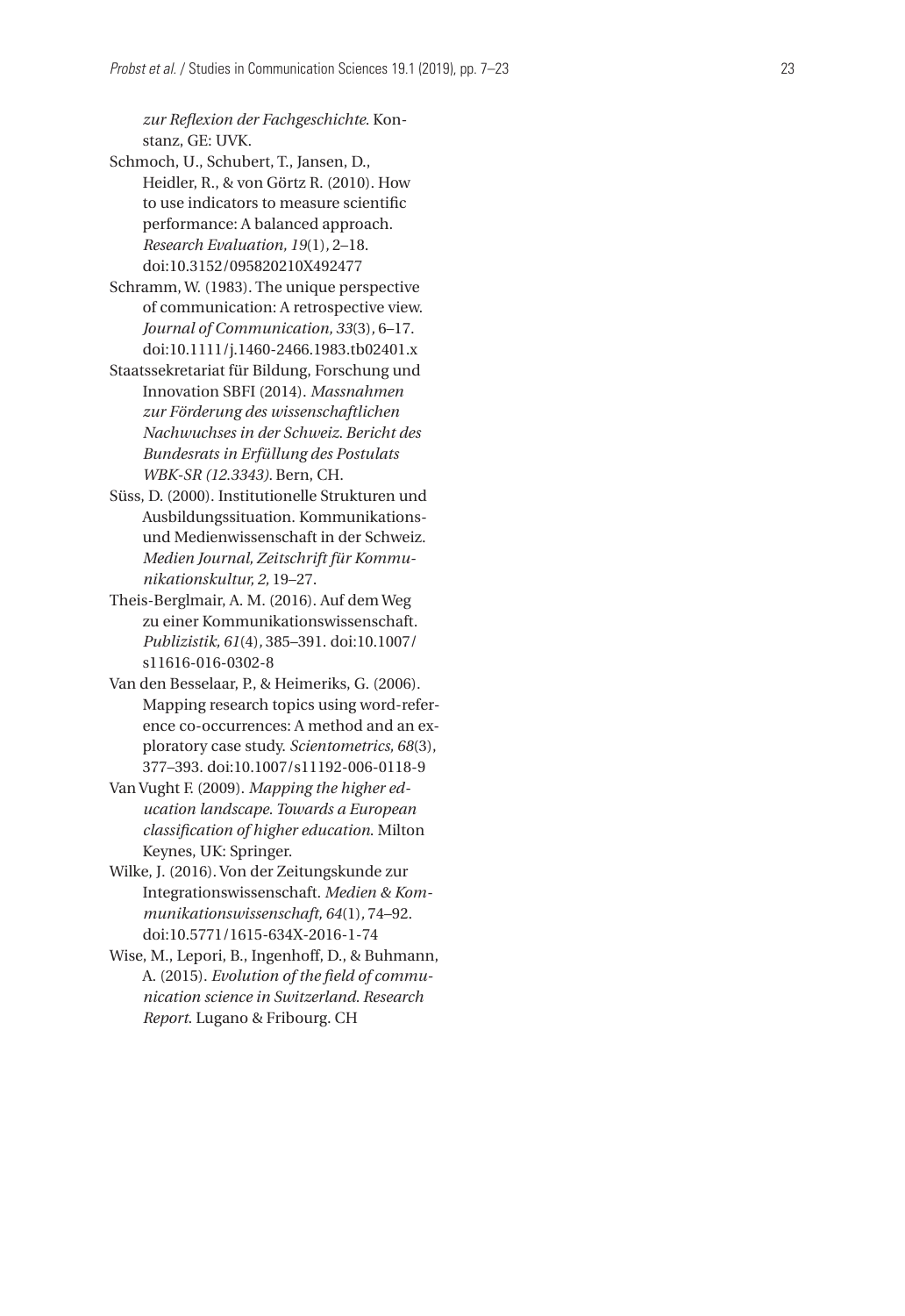*zur Reflexion der Fachgeschichte*. Konstanz, GE: UVK.

Schmoch, U., Schubert, T., Jansen, D., Heidler, R., & von Görtz R. (2010). How to use indicators to measure scientific performance: A balanced approach. *Research Evaluation, 19*(1), 2–18. doi:10.3152/095820210X492477

Schramm, W. (1983). The unique perspective of communication: A retrospective view. *Journal of Communication, 33*(3), 6–17. doi:10.1111/j.1460-2466.1983.tb02401.x

Staatssekretariat für Bildung, Forschung und Innovation SBFI (2014). *Massnahmen zur Förderung des wissenschaftlichen Nachwuchses in der Schweiz. Bericht des Bundesrats in Erfüllung des Postulats WBK-SR (12.3343)*. Bern, CH.

Süss, D. (2000). Institutionelle Strukturen und Ausbildungssituation. Kommunikations- und Medienwissenschaft in der Schweiz. *Medien Journal, Zeitschrift für Kommunikationskultur, 2,* 19–27.

Theis-Berglmair, A. M. (2016). Auf dem Weg zu einer Kommunikationswissenschaft. *Publizistik, 61*(4), 385–391. doi:10.1007/s11616-016-0302-8

Van den Besselaar, P., & Heimeriks, G. (2006). Mapping research topics using word-reference co-occurrences: A method and an exploratory case study. *Scientometrics, 68*(3), 377–393. doi:10.1007/s11192-006-0118-9

Van Vught F. (2009). *Mapping the higher education landscape. Towards a European classification of higher education*. Milton Keynes, UK: Springer.

Wilke, J. (2016). Von der Zeitungskunde zur Integrationswissenschaft. *Medien & Kommunikationswissenschaft, 64*(1), 74–92. doi:10.5771/1615-634X-2016-1-74

Wise, M., Lepori, B., Ingenhoff, D., & Buhmann, A. (2015). *Evolution of the field of communication science in Switzerland. Research Report*. Lugano & Fribourg. CH